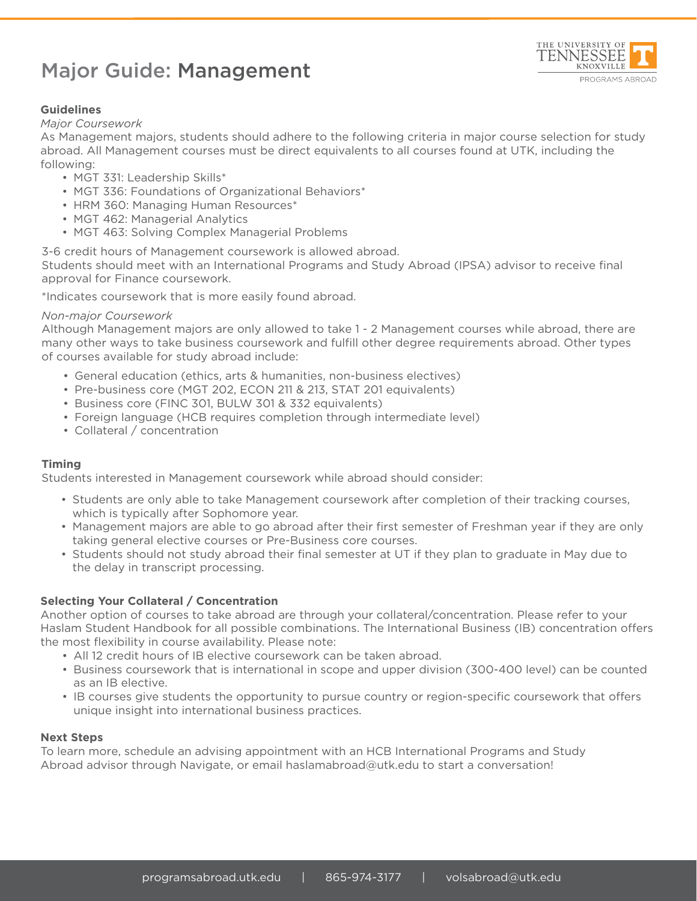# Major Guide: Management

THE UNIVERSITY OF TENNESSEE KNOXVILLE
PROGRAMS ABROAD

### Guidelines

*Major Coursework*

As Management majors, students should adhere to the following criteria in major course selection for study abroad. All Management courses must be direct equivalents to all courses found at UTK, including the following:

- MGT 331: Leadership Skills*
- MGT 336: Foundations of Organizational Behaviors*
- HRM 360: Managing Human Resources*
- MGT 462: Managerial Analytics
- MGT 463: Solving Complex Managerial Problems

3-6 credit hours of Management coursework is allowed abroad.
Students should meet with an International Programs and Study Abroad (IPSA) advisor to receive final approval for Finance coursework.

*Indicates coursework that is more easily found abroad.

*Non-major Coursework*

Although Management majors are only allowed to take 1 - 2 Management courses while abroad, there are many other ways to take business coursework and fulfill other degree requirements abroad. Other types of courses available for study abroad include:

- General education (ethics, arts & humanities, non-business electives)
- Pre-business core (MGT 202, ECON 211 & 213, STAT 201 equivalents)
- Business core (FINC 301, BULW 301 & 332 equivalents)
- Foreign language (HCB requires completion through intermediate level)
- Collateral / concentration

### Timing

Students interested in Management coursework while abroad should consider:

- Students are only able to take Management coursework after completion of their tracking courses, which is typically after Sophomore year.
- Management majors are able to go abroad after their first semester of Freshman year if they are only taking general elective courses or Pre-Business core courses.
- Students should not study abroad their final semester at UT if they plan to graduate in May due to the delay in transcript processing.

### Selecting Your Collateral / Concentration

Another option of courses to take abroad are through your collateral/concentration. Please refer to your Haslam Student Handbook for all possible combinations. The International Business (IB) concentration offers the most flexibility in course availability. Please note:

- All 12 credit hours of IB elective coursework can be taken abroad.
- Business coursework that is international in scope and upper division (300-400 level) can be counted as an IB elective.
- IB courses give students the opportunity to pursue country or region-specific coursework that offers unique insight into international business practices.

### Next Steps

To learn more, schedule an advising appointment with an HCB International Programs and Study Abroad advisor through Navigate, or email haslamabroad@utk.edu to start a conversation!

programsabroad.utk.edu | 865-974-3177 | volsabroad@utk.edu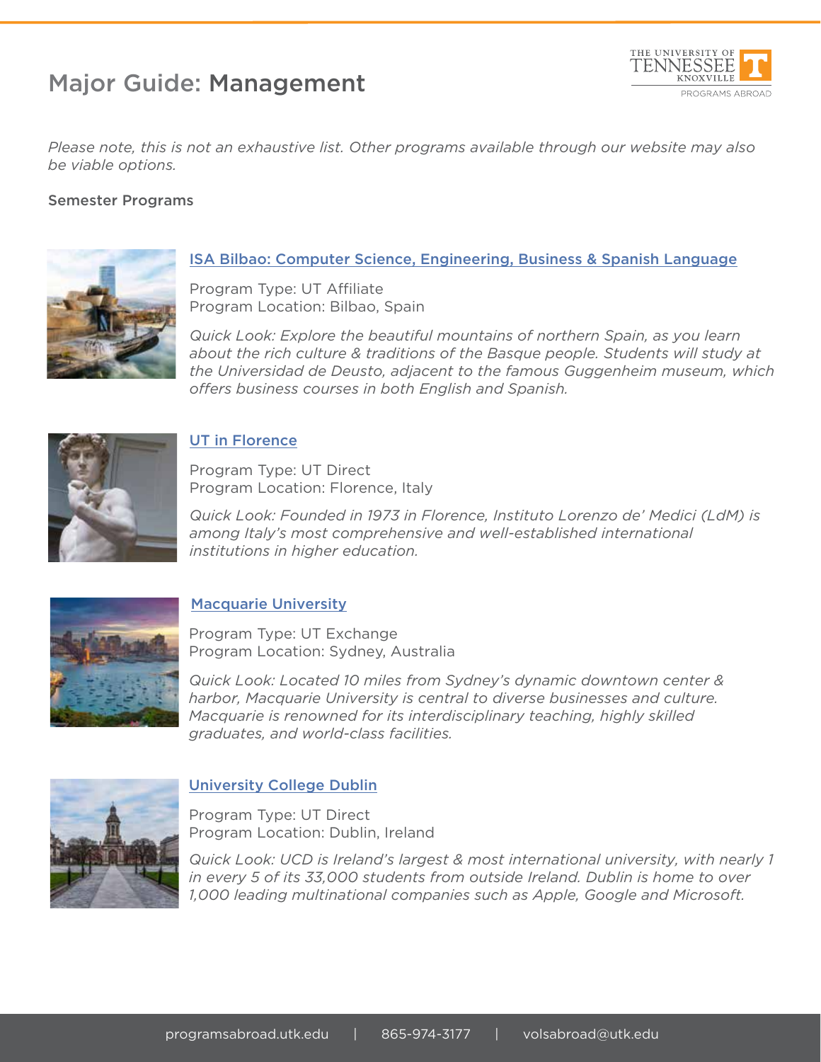# Major Guide: Management

*Please note, this is not an exhaustive list. Other programs available through our website may also be viable options.*

## Semester Programs

### ISA Bilbao: Computer Science, Engineering, Business & Spanish Language

Program Type: UT Affiliate
Program Location: Bilbao, Spain

*Quick Look: Explore the beautiful mountains of northern Spain, as you learn about the rich culture & traditions of the Basque people. Students will study at the Universidad de Deusto, adjacent to the famous Guggenheim museum, which offers business courses in both English and Spanish.*

### UT in Florence

Program Type: UT Direct
Program Location: Florence, Italy

*Quick Look: Founded in 1973 in Florence, Instituto Lorenzo de' Medici (LdM) is among Italy's most comprehensive and well-established international institutions in higher education.*

### Macquarie University

Program Type: UT Exchange
Program Location: Sydney, Australia

*Quick Look: Located 10 miles from Sydney's dynamic downtown center & harbor, Macquarie University is central to diverse businesses and culture. Macquarie is renowned for its interdisciplinary teaching, highly skilled graduates, and world-class facilities.*

### University College Dublin

Program Type: UT Direct
Program Location: Dublin, Ireland

*Quick Look: UCD is Ireland's largest & most international university, with nearly 1 in every 5 of its 33,000 students from outside Ireland. Dublin is home to over 1,000 leading multinational companies such as Apple, Google and Microsoft.*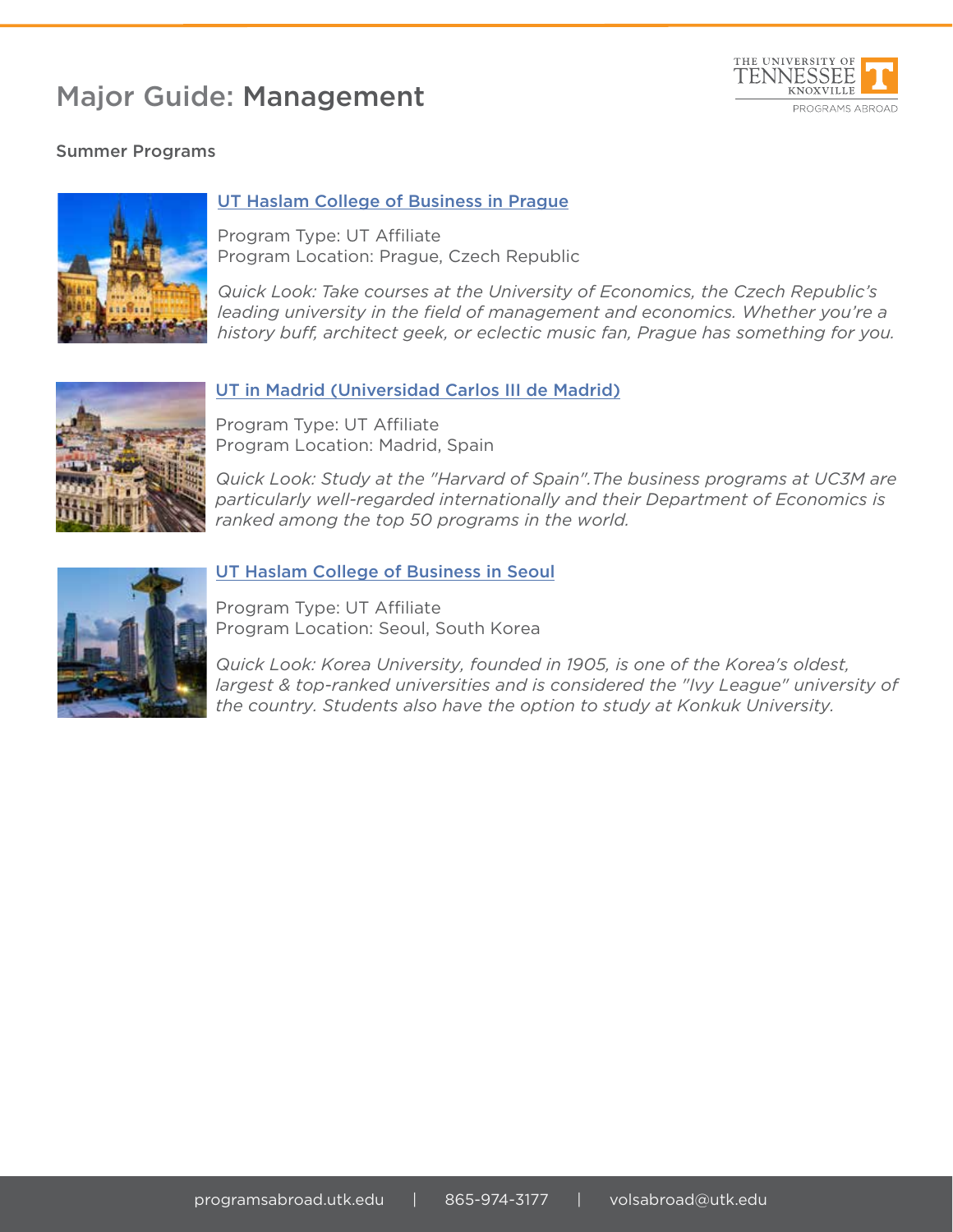# Major Guide: Management

## Summer Programs

### UT Haslam College of Business in Prague

Program Type: UT Affiliate
Program Location: Prague, Czech Republic

*Quick Look: Take courses at the University of Economics, the Czech Republic's leading university in the field of management and economics. Whether you're a history buff, architect geek, or eclectic music fan, Prague has something for you.*

### UT in Madrid (Universidad Carlos III de Madrid)

Program Type: UT Affiliate
Program Location: Madrid, Spain

*Quick Look: Study at the "Harvard of Spain".The business programs at UC3M are particularly well-regarded internationally and their Department of Economics is ranked among the top 50 programs in the world.*

### UT Haslam College of Business in Seoul

Program Type: UT Affiliate
Program Location: Seoul, South Korea

*Quick Look: Korea University, founded in 1905, is one of the Korea's oldest, largest & top-ranked universities and is considered the "Ivy League" university of the country. Students also have the option to study at Konkuk University.*

programsabroad.utk.edu | 865-974-3177 | volsabroad@utk.edu